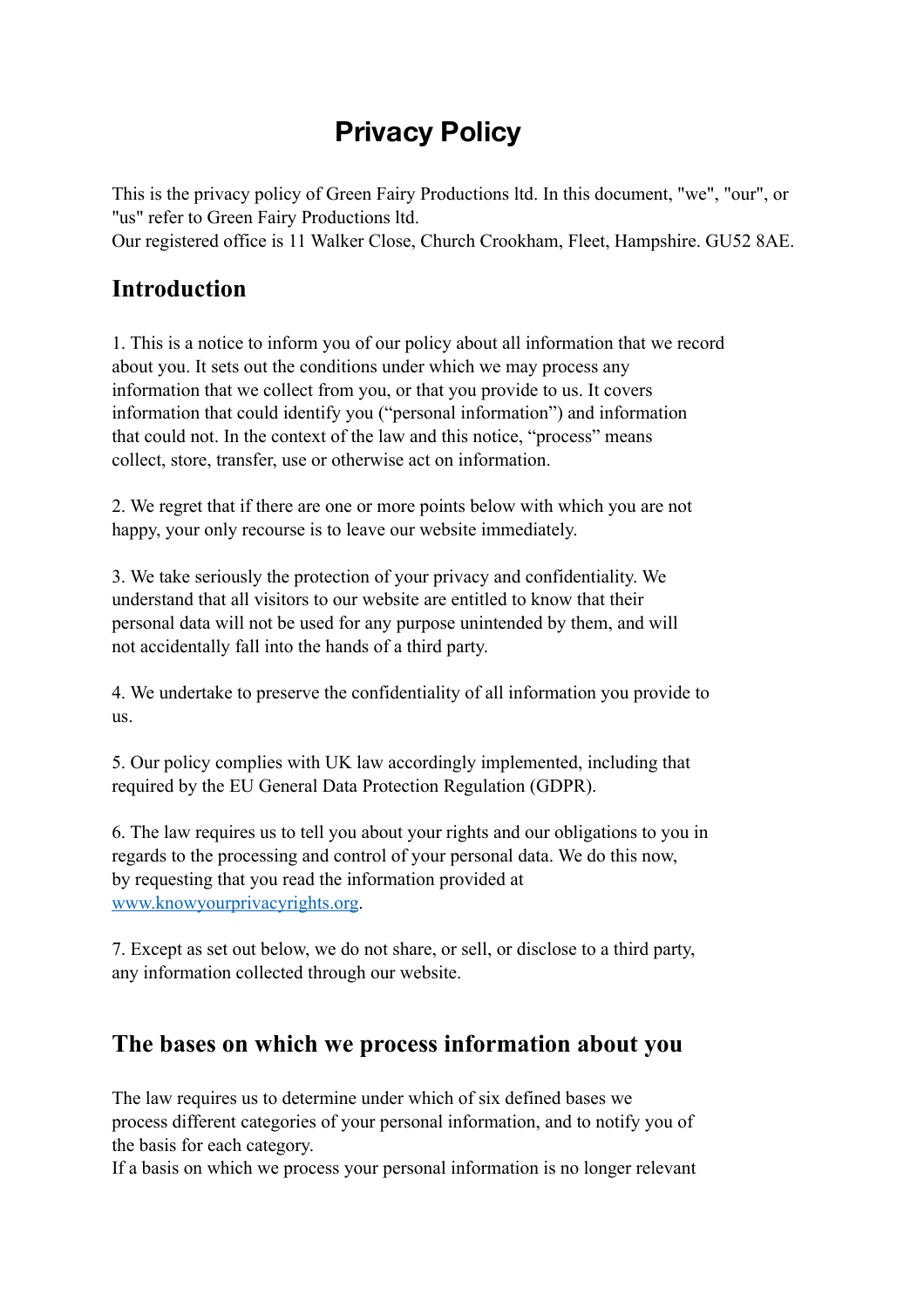# Privacy Policy

This is the privacy policy of Green Fairy Productions ltd. In this document, "we", "our", or "us" refer to Green Fairy Productions ltd.
Our registered office is 11 Walker Close, Church Crookham, Fleet, Hampshire. GU52 8AE.

## Introduction

1. This is a notice to inform you of our policy about all information that we record about you. It sets out the conditions under which we may process any information that we collect from you, or that you provide to us. It covers information that could identify you ("personal information") and information that could not. In the context of the law and this notice, "process" means collect, store, transfer, use or otherwise act on information.

2. We regret that if there are one or more points below with which you are not happy, your only recourse is to leave our website immediately.

3. We take seriously the protection of your privacy and confidentiality. We understand that all visitors to our website are entitled to know that their personal data will not be used for any purpose unintended by them, and will not accidentally fall into the hands of a third party.

4. We undertake to preserve the confidentiality of all information you provide to us.

5. Our policy complies with UK law accordingly implemented, including that required by the EU General Data Protection Regulation (GDPR).

6. The law requires us to tell you about your rights and our obligations to you in regards to the processing and control of your personal data. We do this now, by requesting that you read the information provided at [www.knowyourprivacyrights.org](www.knowyourprivacyrights.org).

7. Except as set out below, we do not share, or sell, or disclose to a third party, any information collected through our website.

## The bases on which we process information about you

The law requires us to determine under which of six defined bases we process different categories of your personal information, and to notify you of the basis for each category.
If a basis on which we process your personal information is no longer relevant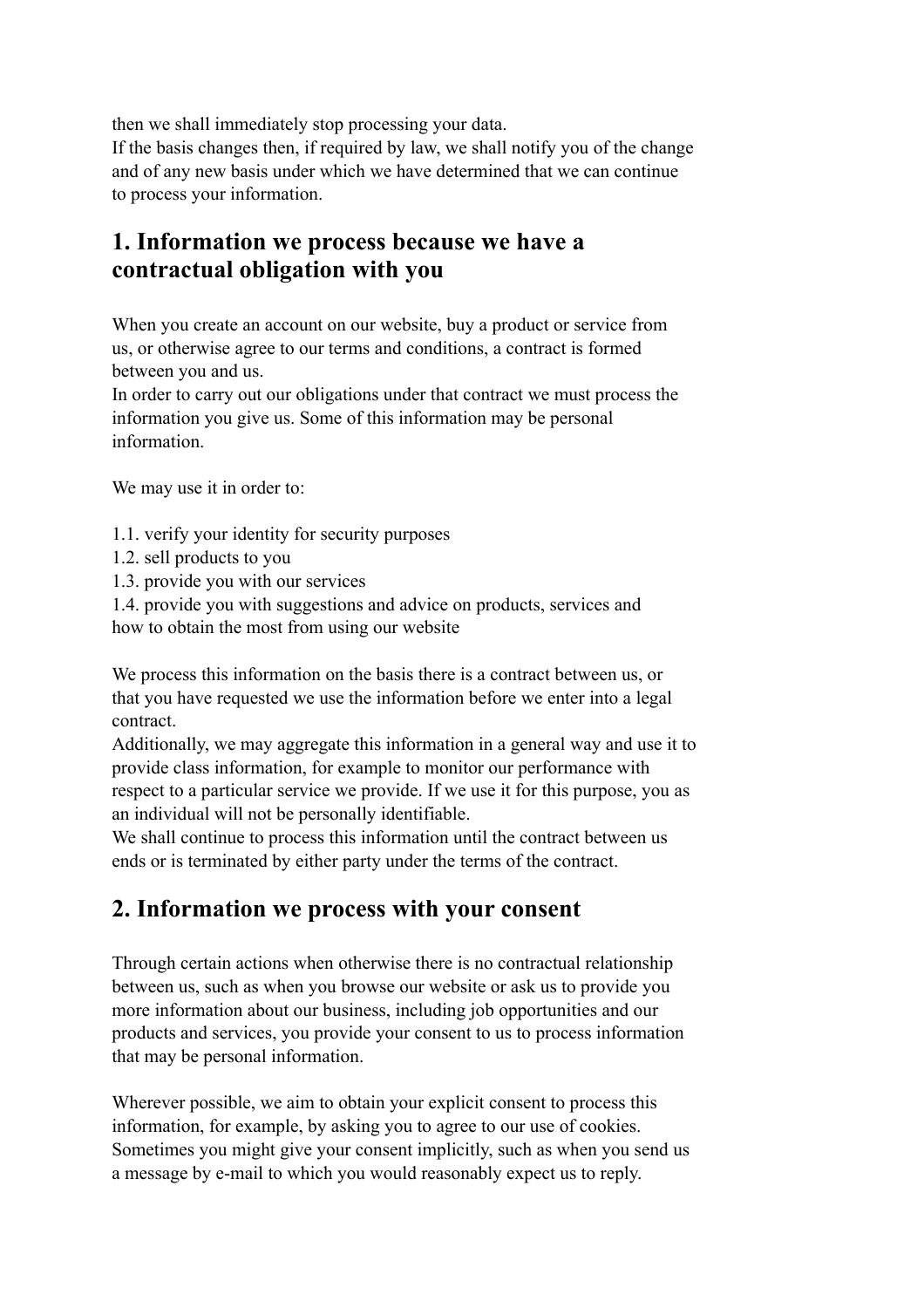then we shall immediately stop processing your data.
If the basis changes then, if required by law, we shall notify you of the change and of any new basis under which we have determined that we can continue to process your information.

## 1. Information we process because we have a contractual obligation with you

When you create an account on our website, buy a product or service from us, or otherwise agree to our terms and conditions, a contract is formed between you and us.
In order to carry out our obligations under that contract we must process the information you give us. Some of this information may be personal information.

We may use it in order to:

1.1. verify your identity for security purposes
1.2. sell products to you
1.3. provide you with our services
1.4. provide you with suggestions and advice on products, services and how to obtain the most from using our website

We process this information on the basis there is a contract between us, or that you have requested we use the information before we enter into a legal contract.
Additionally, we may aggregate this information in a general way and use it to provide class information, for example to monitor our performance with respect to a particular service we provide. If we use it for this purpose, you as an individual will not be personally identifiable.
We shall continue to process this information until the contract between us ends or is terminated by either party under the terms of the contract.

## 2. Information we process with your consent

Through certain actions when otherwise there is no contractual relationship between us, such as when you browse our website or ask us to provide you more information about our business, including job opportunities and our products and services, you provide your consent to us to process information that may be personal information.

Wherever possible, we aim to obtain your explicit consent to process this information, for example, by asking you to agree to our use of cookies.
Sometimes you might give your consent implicitly, such as when you send us a message by e-mail to which you would reasonably expect us to reply.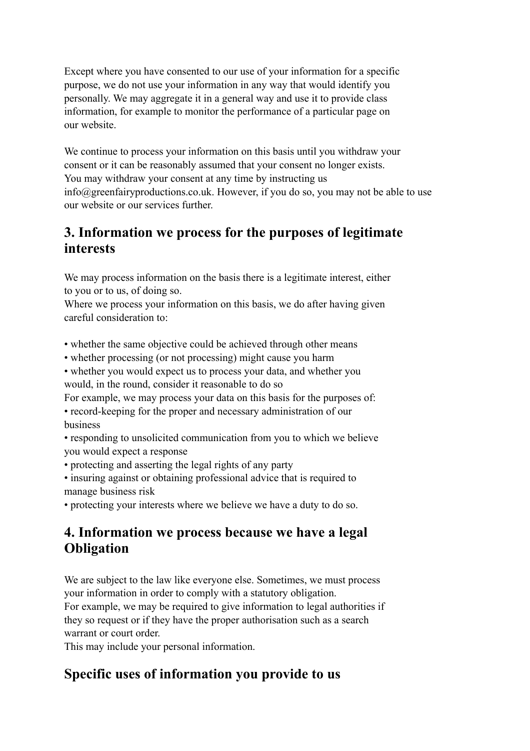Except where you have consented to our use of your information for a specific purpose, we do not use your information in any way that would identify you personally. We may aggregate it in a general way and use it to provide class information, for example to monitor the performance of a particular page on our website.

We continue to process your information on this basis until you withdraw your consent or it can be reasonably assumed that your consent no longer exists. You may withdraw your consent at any time by instructing us info@greenfairyproductions.co.uk. However, if you do so, you may not be able to use our website or our services further.

## 3. Information we process for the purposes of legitimate interests

We may process information on the basis there is a legitimate interest, either to you or to us, of doing so.
Where we process your information on this basis, we do after having given careful consideration to:

- whether the same objective could be achieved through other means
- whether processing (or not processing) might cause you harm
- whether you would expect us to process your data, and whether you would, in the round, consider it reasonable to do so

For example, we may process your data on this basis for the purposes of:

- record-keeping for the proper and necessary administration of our business
- responding to unsolicited communication from you to which we believe you would expect a response
- protecting and asserting the legal rights of any party
- insuring against or obtaining professional advice that is required to manage business risk
- protecting your interests where we believe we have a duty to do so.

## 4. Information we process because we have a legal Obligation

We are subject to the law like everyone else. Sometimes, we must process your information in order to comply with a statutory obligation.
For example, we may be required to give information to legal authorities if they so request or if they have the proper authorisation such as a search warrant or court order.
This may include your personal information.

## Specific uses of information you provide to us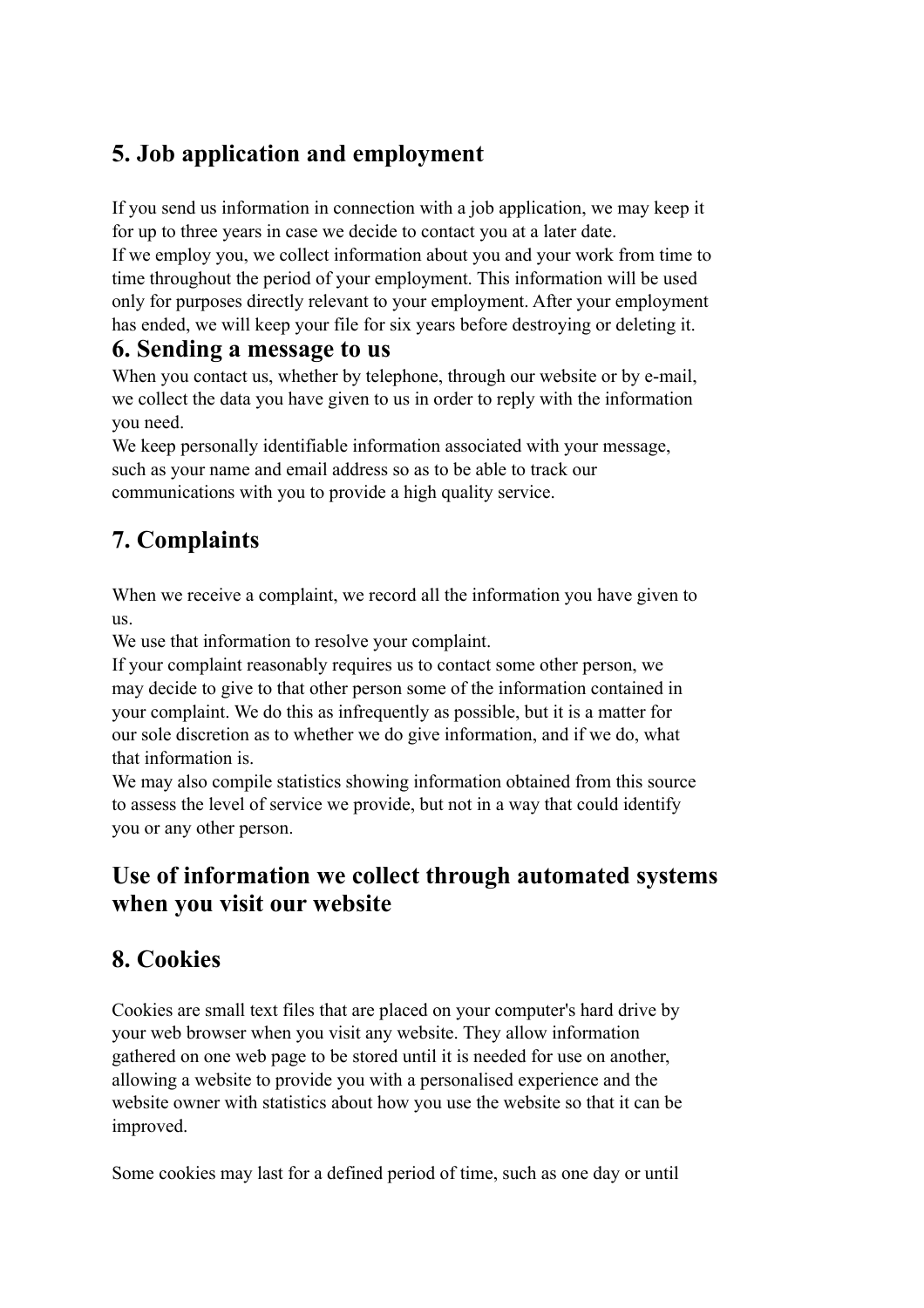## 5. Job application and employment

If you send us information in connection with a job application, we may keep it for up to three years in case we decide to contact you at a later date.
If we employ you, we collect information about you and your work from time to time throughout the period of your employment. This information will be used only for purposes directly relevant to your employment. After your employment has ended, we will keep your file for six years before destroying or deleting it.

## 6. Sending a message to us

When you contact us, whether by telephone, through our website or by e-mail, we collect the data you have given to us in order to reply with the information you need.
We keep personally identifiable information associated with your message, such as your name and email address so as to be able to track our communications with you to provide a high quality service.

## 7. Complaints

When we receive a complaint, we record all the information you have given to us.
We use that information to resolve your complaint.
If your complaint reasonably requires us to contact some other person, we may decide to give to that other person some of the information contained in your complaint. We do this as infrequently as possible, but it is a matter for our sole discretion as to whether we do give information, and if we do, what that information is.
We may also compile statistics showing information obtained from this source to assess the level of service we provide, but not in a way that could identify you or any other person.

## Use of information we collect through automated systems when you visit our website

## 8. Cookies

Cookies are small text files that are placed on your computer's hard drive by your web browser when you visit any website. They allow information gathered on one web page to be stored until it is needed for use on another, allowing a website to provide you with a personalised experience and the website owner with statistics about how you use the website so that it can be improved.

Some cookies may last for a defined period of time, such as one day or until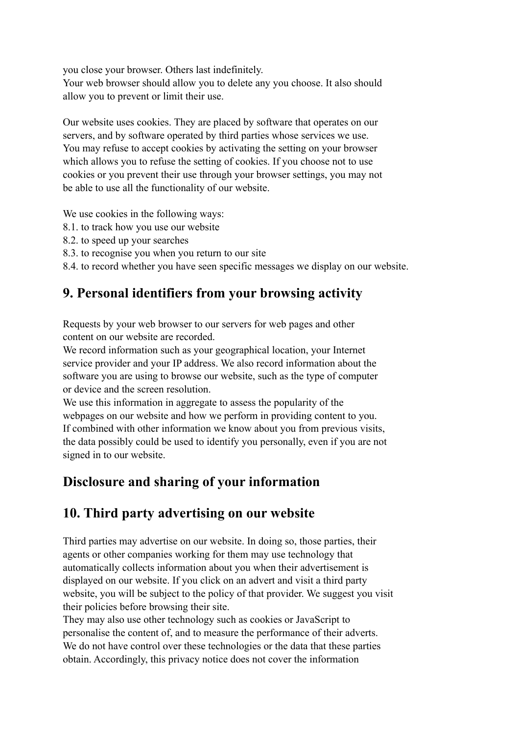you close your browser. Others last indefinitely.
Your web browser should allow you to delete any you choose. It also should allow you to prevent or limit their use.

Our website uses cookies. They are placed by software that operates on our servers, and by software operated by third parties whose services we use. You may refuse to accept cookies by activating the setting on your browser which allows you to refuse the setting of cookies. If you choose not to use cookies or you prevent their use through your browser settings, you may not be able to use all the functionality of our website.

We use cookies in the following ways:
8.1. to track how you use our website
8.2. to speed up your searches
8.3. to recognise you when you return to our site
8.4. to record whether you have seen specific messages we display on our website.

## 9. Personal identifiers from your browsing activity

Requests by your web browser to our servers for web pages and other content on our website are recorded.
We record information such as your geographical location, your Internet service provider and your IP address. We also record information about the software you are using to browse our website, such as the type of computer or device and the screen resolution.
We use this information in aggregate to assess the popularity of the webpages on our website and how we perform in providing content to you.
If combined with other information we know about you from previous visits, the data possibly could be used to identify you personally, even if you are not signed in to our website.

## Disclosure and sharing of your information

## 10. Third party advertising on our website

Third parties may advertise on our website. In doing so, those parties, their agents or other companies working for them may use technology that automatically collects information about you when their advertisement is displayed on our website. If you click on an advert and visit a third party website, you will be subject to the policy of that provider. We suggest you visit their policies before browsing their site.
They may also use other technology such as cookies or JavaScript to personalise the content of, and to measure the performance of their adverts.
We do not have control over these technologies or the data that these parties obtain. Accordingly, this privacy notice does not cover the information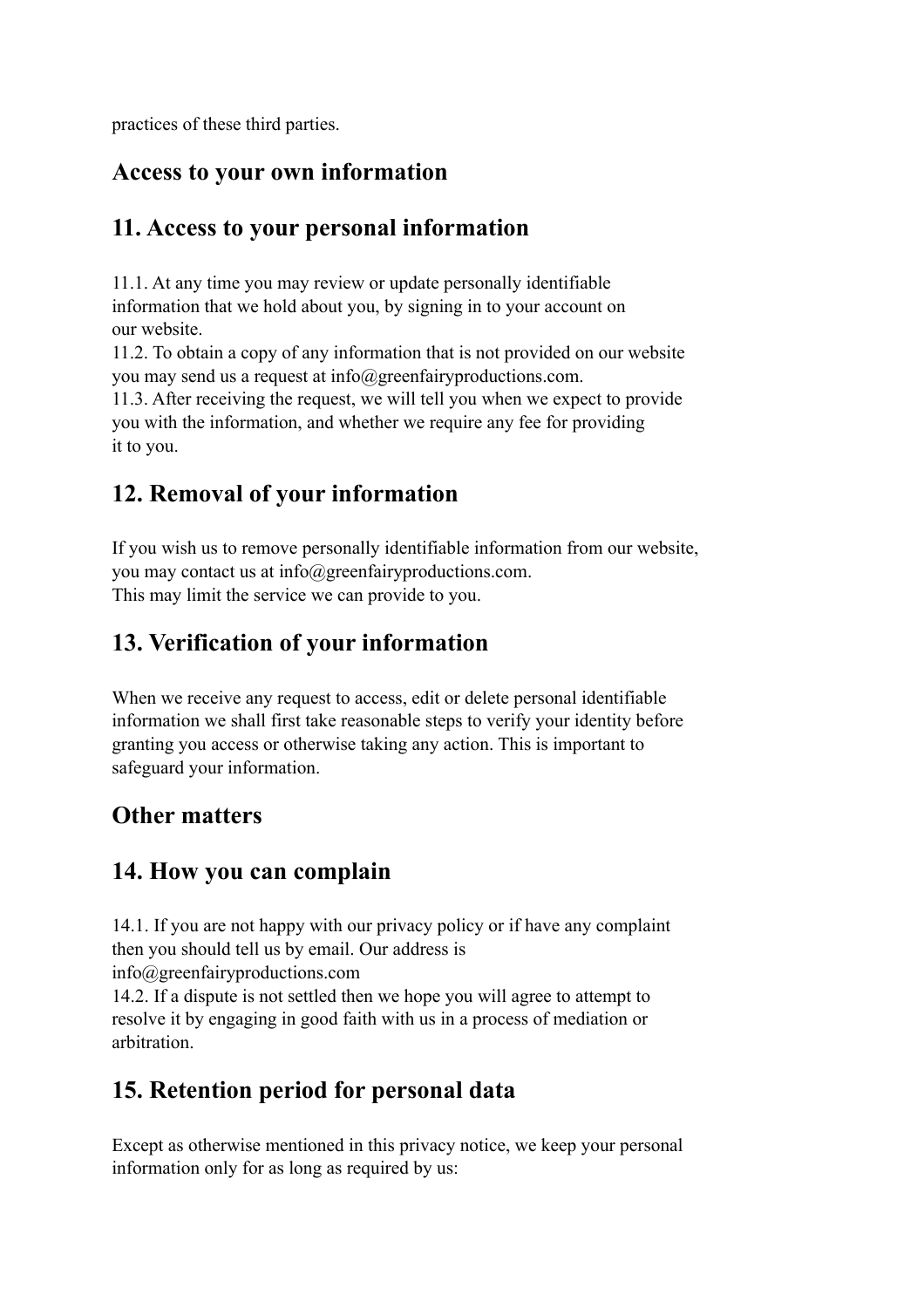practices of these third parties.

## Access to your own information

## 11. Access to your personal information

11.1. At any time you may review or update personally identifiable information that we hold about you, by signing in to your account on our website.
11.2. To obtain a copy of any information that is not provided on our website you may send us a request at info@greenfairyproductions.com.
11.3. After receiving the request, we will tell you when we expect to provide you with the information, and whether we require any fee for providing it to you.

## 12. Removal of your information

If you wish us to remove personally identifiable information from our website, you may contact us at info@greenfairyproductions.com.
This may limit the service we can provide to you.

## 13. Verification of your information

When we receive any request to access, edit or delete personal identifiable information we shall first take reasonable steps to verify your identity before granting you access or otherwise taking any action. This is important to safeguard your information.

## Other matters

## 14. How you can complain

14.1. If you are not happy with our privacy policy or if have any complaint then you should tell us by email. Our address is info@greenfairyproductions.com
14.2. If a dispute is not settled then we hope you will agree to attempt to resolve it by engaging in good faith with us in a process of mediation or arbitration.

## 15. Retention period for personal data

Except as otherwise mentioned in this privacy notice, we keep your personal information only for as long as required by us: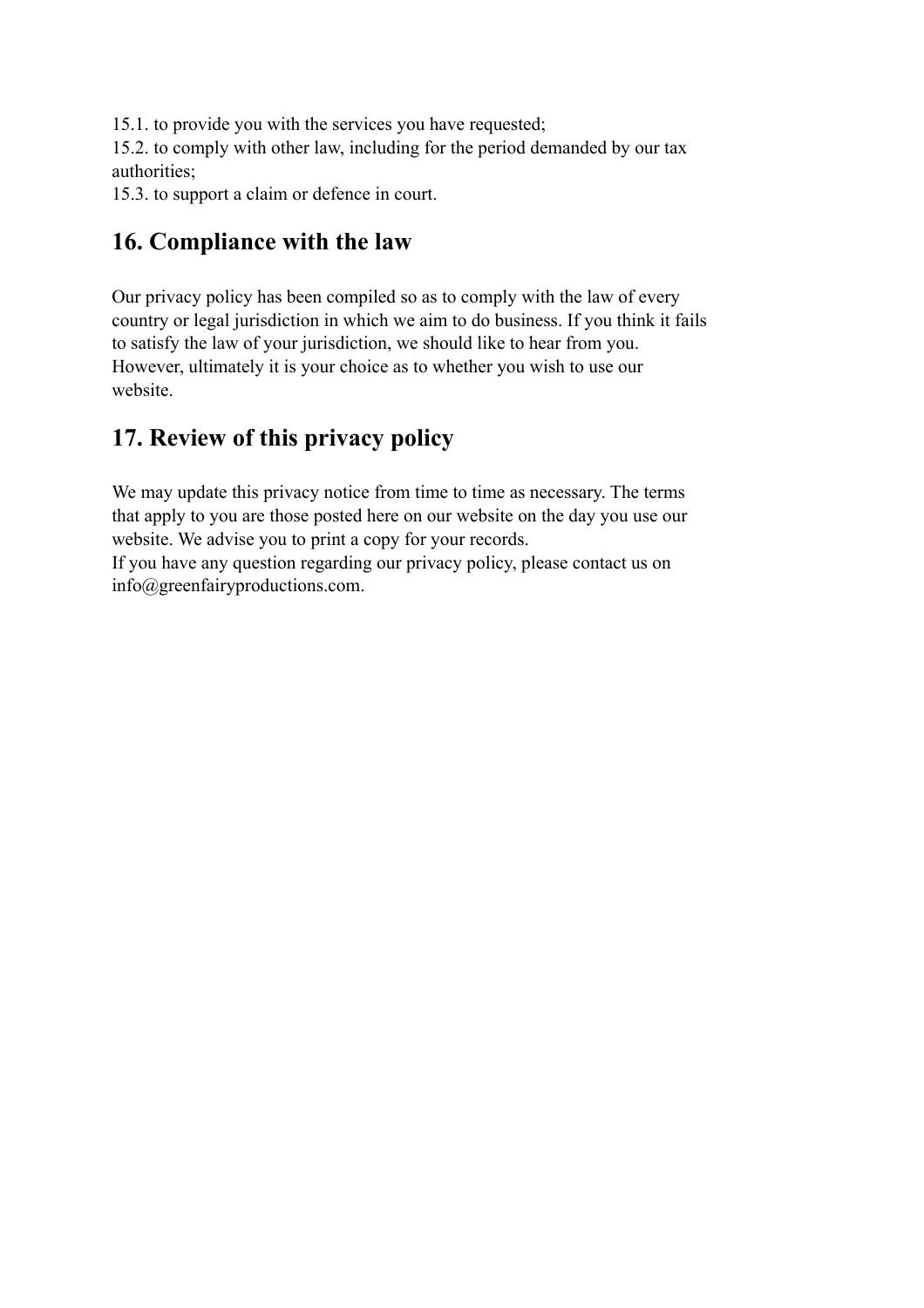15.1. to provide you with the services you have requested;
15.2. to comply with other law, including for the period demanded by our tax authorities;
15.3. to support a claim or defence in court.

## 16. Compliance with the law

Our privacy policy has been compiled so as to comply with the law of every country or legal jurisdiction in which we aim to do business. If you think it fails to satisfy the law of your jurisdiction, we should like to hear from you. However, ultimately it is your choice as to whether you wish to use our website.

## 17. Review of this privacy policy

We may update this privacy notice from time to time as necessary. The terms that apply to you are those posted here on our website on the day you use our website. We advise you to print a copy for your records.
If you have any question regarding our privacy policy, please contact us on info@greenfairyproductions.com.